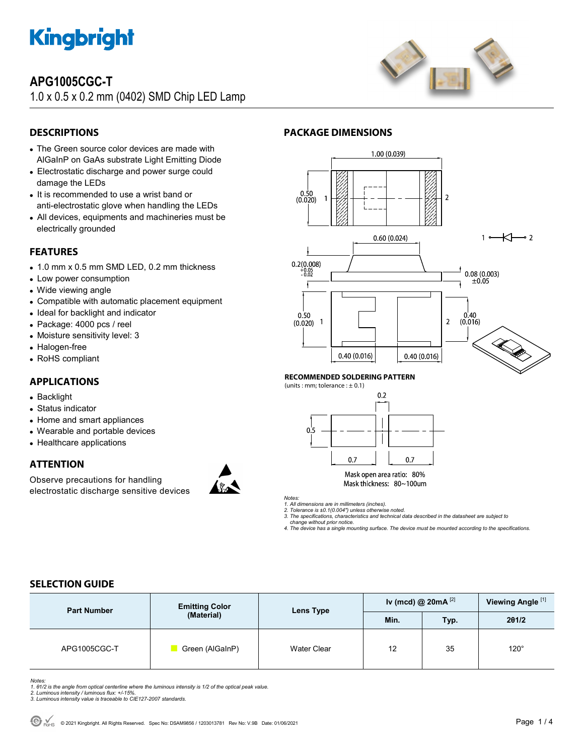# Kingbright

## APG1005CGC-T

1.0 x 0.5 x 0.2 mm (0402) SMD Chip LED Lamp

## DESCRIPTIONS

- The Green source color devices are made with AlGaInP on GaAs substrate Light Emitting Diode
- Electrostatic discharge and power surge could damage the LEDs
- It is recommended to use a wrist band or anti-electrostatic glove when handling the LEDs
- All devices, equipments and machineries must be electrically grounded

## FEATURES

- 1.0 mm x 0.5 mm SMD LED, 0.2 mm thickness
- Low power consumption
- Wide viewing angle
- Compatible with automatic placement equipment
- Ideal for backlight and indicator
- Package: 4000 pcs / reel
- Moisture sensitivity level: 3
- Halogen-free
- RoHS compliant

## APPLICATIONS

- Backlight
- Status indicator
- Home and smart appliances
- Wearable and portable devices
- Healthcare applications

## ATTENTION

Observe precautions for handling electrostatic discharge sensitive devices

## PACKAGE DIMENSIONS

1.00 (0.039)

0.50 (0.020)

0.60 (0.024)

0.2(0.008) +0.05 -0.02

0.08 (0.003) ±0.05

0.40 (0.016)

0.40 (0.016) 0.40 (0.016)

### RECOMMENDED SOLDERING PATTERN

(units : mm; tolerance : ± 0.1)

0.2, 0.5, 0.7, 0.7

Mask open area ratio: 80%

Mask thickness: 80~100um

*Notes:*
*1. All dimensions are in millimeters (inches).*
*2. Tolerance is ±0.1(0.004") unless otherwise noted.*
*3. The specifications, characteristics and technical data described in the datasheet are subject to change without prior notice.*
*4. The device has a single mounting surface. The device must be mounted according to the specifications.*

## SELECTION GUIDE

| Part Number | Emitting Color (Material) | Lens Type | Iv (mcd) @ 20mA [2] | | Viewing Angle [1] |
|---|---|---|---|---|---|
| | | | Min. | Typ. | 2θ1/2 |
| APG1005CGC-T | Green (AlGaInP) | Water Clear | 12 | 35 | 120° |

*Notes:*
*1. θ1/2 is the angle from optical centerline where the luminous intensity is 1/2 of the optical peak value.*
*2. Luminous intensity / luminous flux: +/-15%.*
*3. Luminous intensity value is traceable to CIE127-2007 standards.*

© 2021 Kingbright. All Rights Reserved. Spec No: DSAM9856 / 1203013781 Rev No: V.9B Date: 01/06/2021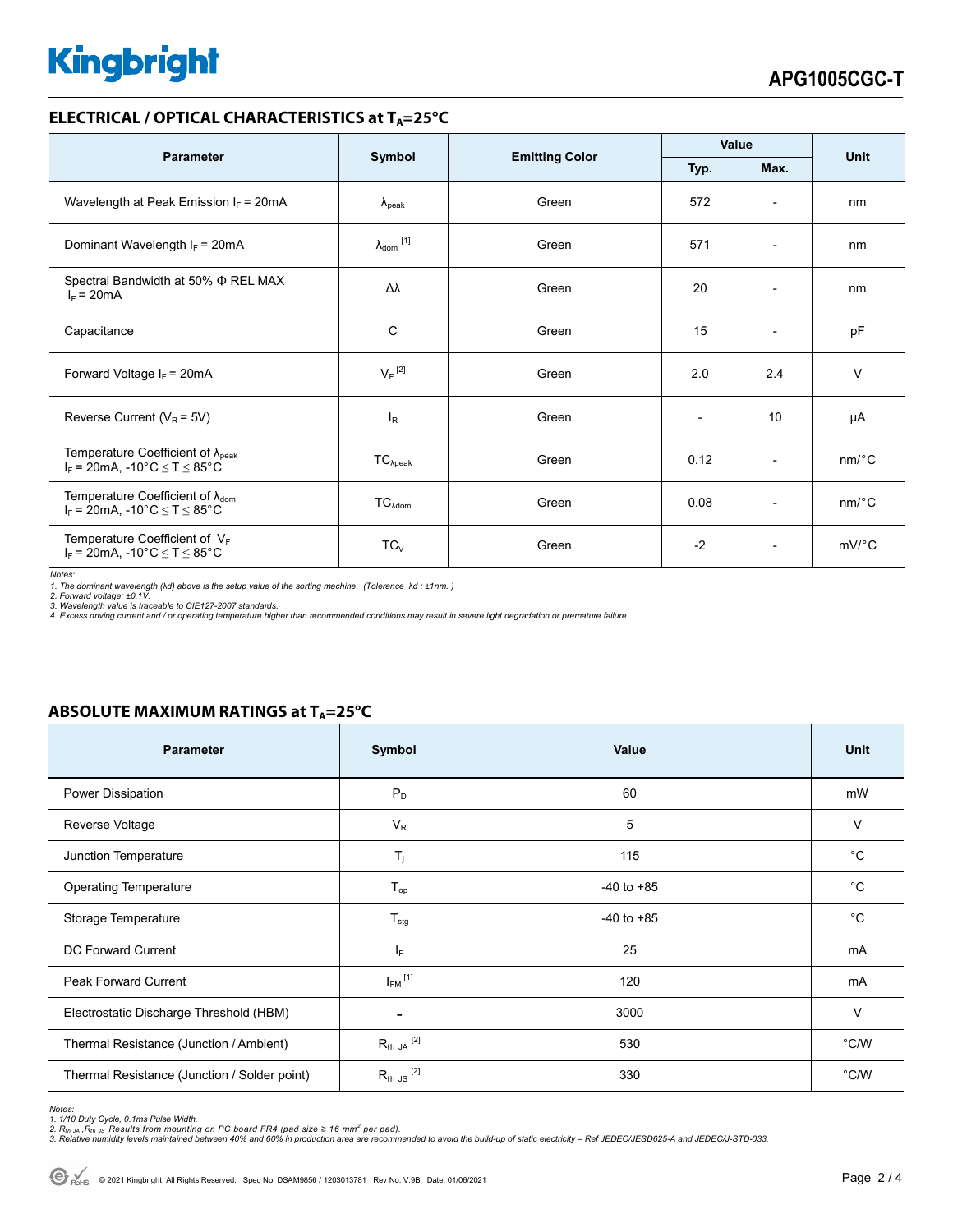## ELECTRICAL / OPTICAL CHARACTERISTICS at $T_A$=25°C

| Parameter | Symbol | Emitting Color | Value | | Unit |
|---|---|---|---|---|---|
| | | | Typ. | Max. | |
| Wavelength at Peak Emission $I_F$ = 20mA | $\lambda_{peak}$ | Green | 572 | - | nm |
| Dominant Wavelength $I_F$ = 20mA | $\lambda_{dom}$ [1] | Green | 571 | - | nm |
| Spectral Bandwidth at 50% Φ REL MAX $I_F$ = 20mA | Δλ | Green | 20 | - | nm |
| Capacitance | C | Green | 15 | - | pF |
| Forward Voltage $I_F$ = 20mA | $V_F$ [2] | Green | 2.0 | 2.4 | V |
| Reverse Current ($V_R$ = 5V) | $I_R$ | Green | - | 10 | µA |
| Temperature Coefficient of $\lambda_{peak}$ $I_F$ = 20mA, -10°C ≤ T ≤ 85°C | $TC_{\lambda peak}$ | Green | 0.12 | - | nm/°C |
| Temperature Coefficient of $\lambda_{dom}$ $I_F$ = 20mA, -10°C ≤ T ≤ 85°C | $TC_{\lambda dom}$ | Green | 0.08 | - | nm/°C |
| Temperature Coefficient of $V_F$ $I_F$ = 20mA, -10°C ≤ T ≤ 85°C | $TC_V$ | Green | -2 | - | mV/°C |

*Notes:*
*1. The dominant wavelength (λd) above is the setup value of the sorting machine. (Tolerance λd : ±1nm. )*
*2. Forward voltage: ±0.1V.*
*3. Wavelength value is traceable to CIE127-2007 standards.*
*4. Excess driving current and / or operating temperature higher than recommended conditions may result in severe light degradation or premature failure.*

## ABSOLUTE MAXIMUM RATINGS at $T_A$=25°C

| Parameter | Symbol | Value | Unit |
|---|---|---|---|
| Power Dissipation | $P_D$ | 60 | mW |
| Reverse Voltage | $V_R$ | 5 | V |
| Junction Temperature | $T_j$ | 115 | °C |
| Operating Temperature | $T_{op}$ | -40 to +85 | °C |
| Storage Temperature | $T_{stg}$ | -40 to +85 | °C |
| DC Forward Current | $I_F$ | 25 | mA |
| Peak Forward Current | $I_{FM}$ [1] | 120 | mA |
| Electrostatic Discharge Threshold (HBM) | - | 3000 | V |
| Thermal Resistance (Junction / Ambient) | $R_{th\ JA}$ [2] | 530 | °C/W |
| Thermal Resistance (Junction / Solder point) | $R_{th\ JS}$ [2] | 330 | °C/W |

*Notes:*
*1. 1/10 Duty Cycle, 0.1ms Pulse Width.*
*2. $R_{th\ JA}$ ,$R_{th\ JS}$ Results from mounting on PC board FR4 (pad size ≥ 16 $mm^2$ per pad).*
*3. Relative humidity levels maintained between 40% and 60% in production area are recommended to avoid the build-up of static electricity – Ref JEDEC/JESD625-A and JEDEC/J-STD-033.*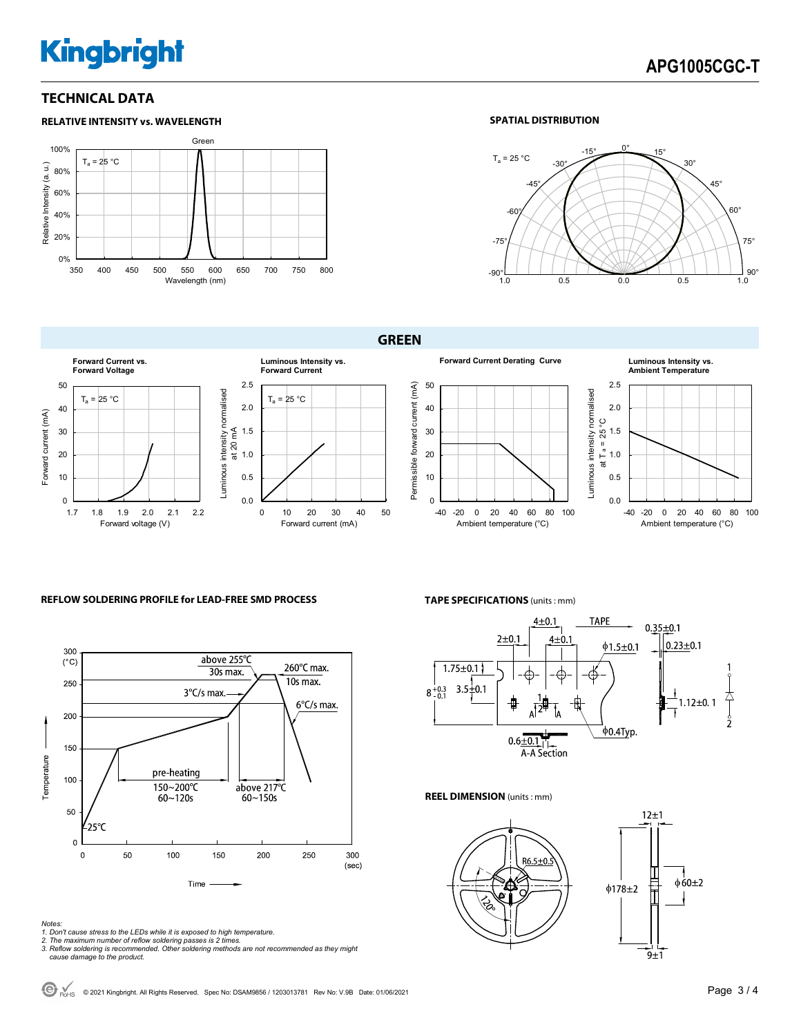## TECHNICAL DATA

### RELATIVE INTENSITY vs. WAVELENGTH

Green

$T_a$ = 25 °C

Relative Intensity (a. u.)

Wavelength (nm)

### SPATIAL DISTRIBUTION

$T_a$ = 25 °C

## GREEN

**Forward Current vs. Forward Voltage**

$T_a$ = 25 °C

Forward current (mA)

Forward voltage (V)

**Luminous Intensity vs. Forward Current**

$T_a$ = 25 °C

Luminous intensity normalised at 20 mA

Forward current (mA)

**Forward Current Derating Curve**

Permissible forward current (mA)

Ambient temperature (°C)

**Luminous Intensity vs. Ambient Temperature**

Luminous intensity normalised at $T_a$ = 25 °C

Ambient temperature (°C)

### REFLOW SOLDERING PROFILE for LEAD-FREE SMD PROCESS

- above 255°C 30s max.
- 260°C max. 10s max.
- 3°C/s max.
- 6°C/s max.
- pre-heating 150~200°C 60~120s
- above 217°C 60~150s
- 25°C

Temperature (°C)

Time (sec)

### TAPE SPECIFICATIONS (units : mm)

4±0.1, TAPE, 2±0.1, 4±0.1, ϕ1.5±0.1, 0.35±0.1, 0.23±0.1, 1.75±0.1, $8^{+0.3}_{-0.1}$, 3.5±0.1, 1.12±0.1, ϕ0.4Typ., 0.6±0.1, A-A Section

### REEL DIMENSION (units : mm)

R6.5±0.5, 120°, 12±1, ϕ178±2, ϕ60±2, 9±1

*Notes:*
*1. Don't cause stress to the LEDs while it is exposed to high temperature.*
*2. The maximum number of reflow soldering passes is 2 times.*
*3. Reflow soldering is recommended. Other soldering methods are not recommended as they might cause damage to the product.*

© 2021 Kingbright. All Rights Reserved. Spec No: DSAM9856 / 1203013781 Rev No: V.9B Date: 01/06/2021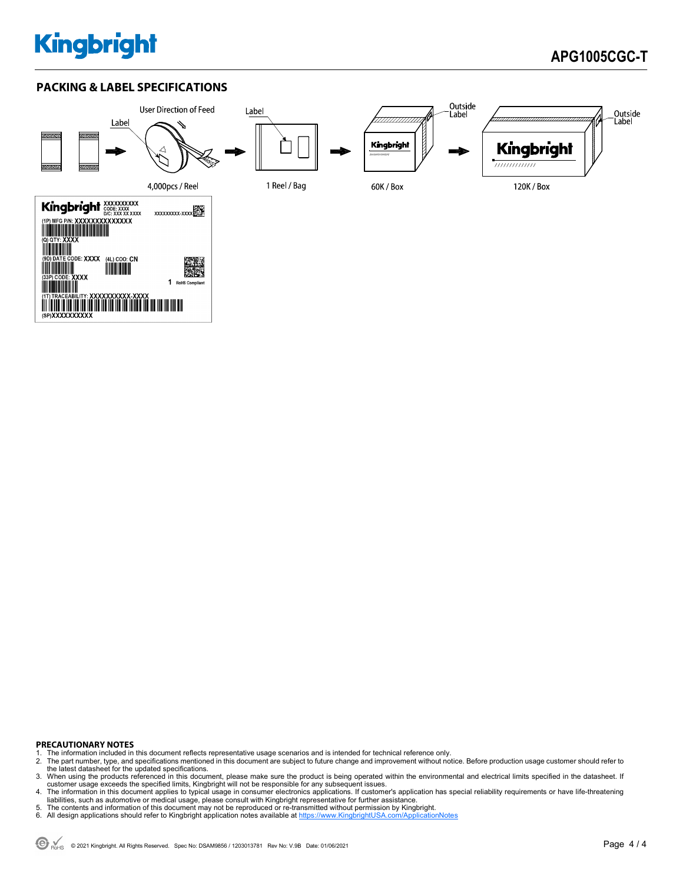## PACKING & LABEL SPECIFICATIONS

User Direction of Feed

Label

Label

Outside Label

Outside Label

4,000pcs / Reel

1 Reel / Bag

60K / Box

120K / Box

Kingbright XXXXXXXXXX CODE: XXXX D/C: XXX XX XXXX

XXXXXXXXX-XXXX

(1P) MFG P/N: XXXXXXXXXXXXXX

(Q) QTY: XXXX

(9D) DATE CODE: XXXX (4L) COO: CN

(33P) CODE: XXXX

1 RoHS Compliant

(1T) TRACEABILITY: XXXXXXXXXX-XXXX

(SP)XXXXXXXXXX

### PRECAUTIONARY NOTES

1. The information included in this document reflects representative usage scenarios and is intended for technical reference only.
2. The part number, type, and specifications mentioned in this document are subject to future change and improvement without notice. Before production usage customer should refer to the latest datasheet for the updated specifications.
3. When using the products referenced in this document, please make sure the product is being operated within the environmental and electrical limits specified in the datasheet. If customer usage exceeds the specified limits, Kingbright will not be responsible for any subsequent issues.
4. The information in this document applies to typical usage in consumer electronics applications. If customer's application has special reliability requirements or have life-threatening liabilities, such as automotive or medical usage, please consult with Kingbright representative for further assistance.
5. The contents and information of this document may not be reproduced or re-transmitted without permission by Kingbright.
6. All design applications should refer to Kingbright application notes available at https://www.KingbrightUSA.com/ApplicationNotes

© 2021 Kingbright. All Rights Reserved. Spec No: DSAM9856 / 1203013781 Rev No: V.9B Date: 01/06/2021